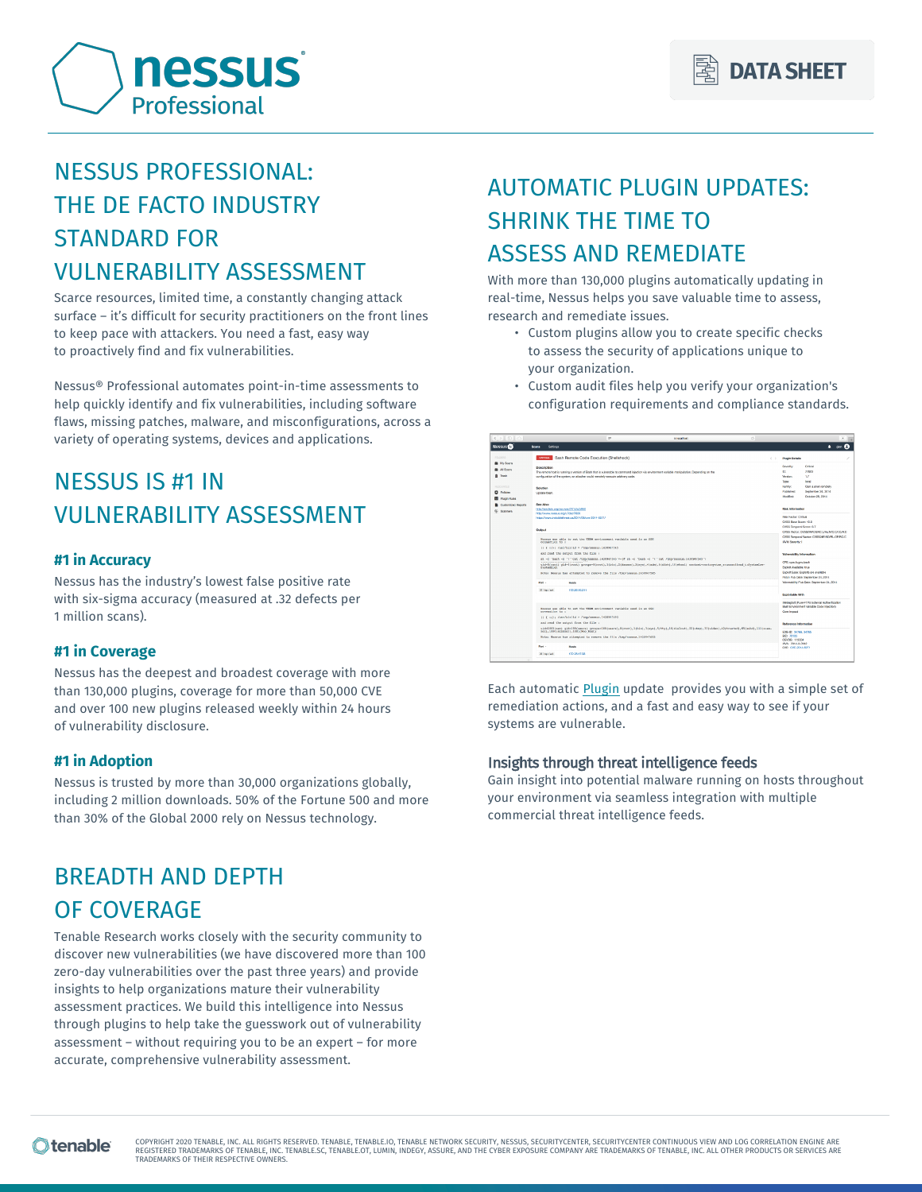# nessus Professional

DATA SHEET

## NESSUS PROFESSIONAL: THE DE FACTO INDUSTRY STANDARD FOR VULNERABILITY ASSESSMENT

Scarce resources, limited time, a constantly changing attack surface – it's difficult for security practitioners on the front lines to keep pace with attackers. You need a fast, easy way to proactively find and fix vulnerabilities.

Nessus® Professional automates point-in-time assessments to help quickly identify and fix vulnerabilities, including software flaws, missing patches, malware, and misconfigurations, across a variety of operating systems, devices and applications.

## NESSUS IS #1 IN VULNERABILITY ASSESSMENT

### #1 in Accuracy

Nessus has the industry's lowest false positive rate with six-sigma accuracy (measured at .32 defects per 1 million scans).

### #1 in Coverage

Nessus has the deepest and broadest coverage with more than 130,000 plugins, coverage for more than 50,000 CVE and over 100 new plugins released weekly within 24 hours of vulnerability disclosure.

### #1 in Adoption

Nessus is trusted by more than 30,000 organizations globally, including 2 million downloads. 50% of the Fortune 500 and more than 30% of the Global 2000 rely on Nessus technology.

## BREADTH AND DEPTH OF COVERAGE

Tenable Research works closely with the security community to discover new vulnerabilities (we have discovered more than 100 zero-day vulnerabilities over the past three years) and provide insights to help organizations mature their vulnerability assessment practices. We build this intelligence into Nessus through plugins to help take the guesswork out of vulnerability assessment – without requiring you to be an expert – for more accurate, comprehensive vulnerability assessment.

## AUTOMATIC PLUGIN UPDATES: SHRINK THE TIME TO ASSESS AND REMEDIATE

With more than 130,000 plugins automatically updating in real-time, Nessus helps you save valuable time to assess, research and remediate issues.

- Custom plugins allow you to create specific checks to assess the security of applications unique to your organization.
- Custom audit files help you verify your organization's configuration requirements and compliance standards.

Each automatic Plugin update provides you with a simple set of remediation actions, and a fast and easy way to see if your systems are vulnerable.

### Insights through threat intelligence feeds

Gain insight into potential malware running on hosts throughout your environment via seamless integration with multiple commercial threat intelligence feeds.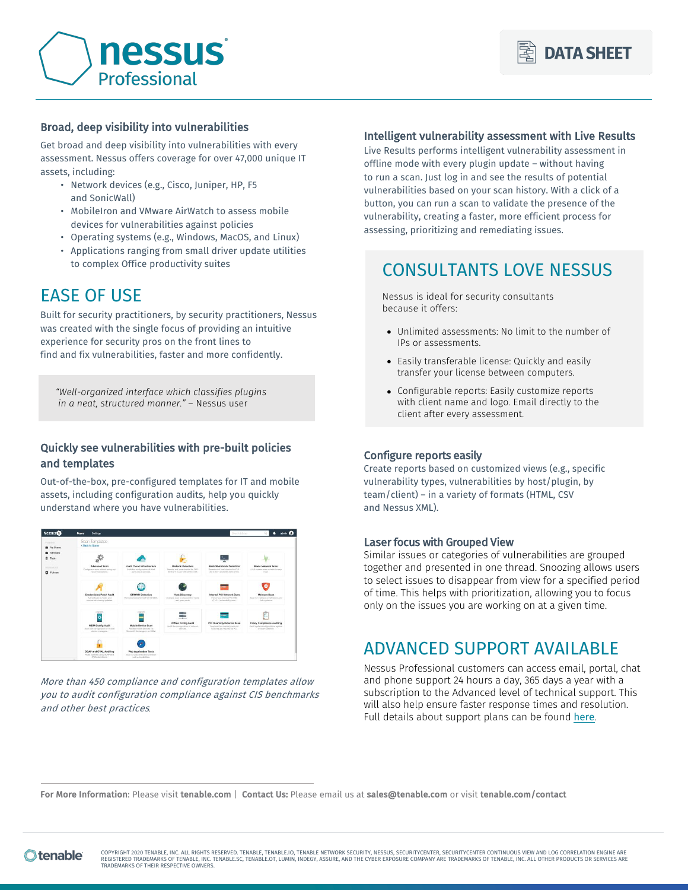# nessus Professional

DATA SHEET

### Broad, deep visibility into vulnerabilities

Get broad and deep visibility into vulnerabilities with every assessment. Nessus offers coverage for over 47,000 unique IT assets, including:

- Network devices (e.g., Cisco, Juniper, HP, F5 and SonicWall)
- MobileIron and VMware AirWatch to assess mobile devices for vulnerabilities against policies
- Operating systems (e.g., Windows, MacOS, and Linux)
- Applications ranging from small driver update utilities to complex Office productivity suites

## EASE OF USE

Built for security practitioners, by security practitioners, Nessus was created with the single focus of providing an intuitive experience for security pros on the front lines to find and fix vulnerabilities, faster and more confidently.

> *"Well-organized interface which classifies plugins in a neat, structured manner."* – Nessus user

### Quickly see vulnerabilities with pre-built policies and templates

Out-of-the-box, pre-configured templates for IT and mobile assets, including configuration audits, help you quickly understand where you have vulnerabilities.

*More than 450 compliance and configuration templates allow you to audit configuration compliance against CIS benchmarks and other best practices.*

### Intelligent vulnerability assessment with Live Results

Live Results performs intelligent vulnerability assessment in offline mode with every plugin update – without having to run a scan. Just log in and see the results of potential vulnerabilities based on your scan history. With a click of a button, you can run a scan to validate the presence of the vulnerability, creating a faster, more efficient process for assessing, prioritizing and remediating issues.

## CONSULTANTS LOVE NESSUS

Nessus is ideal for security consultants because it offers:

- Unlimited assessments: No limit to the number of IPs or assessments.
- Easily transferable license: Quickly and easily transfer your license between computers.
- Configurable reports: Easily customize reports with client name and logo. Email directly to the client after every assessment.

### Configure reports easily

Create reports based on customized views (e.g., specific vulnerability types, vulnerabilities by host/plugin, by team/client) – in a variety of formats (HTML, CSV and Nessus XML).

### Laser focus with Grouped View

Similar issues or categories of vulnerabilities are grouped together and presented in one thread. Snoozing allows users to select issues to disappear from view for a specified period of time. This helps with prioritization, allowing you to focus only on the issues you are working on at a given time.

## ADVANCED SUPPORT AVAILABLE

Nessus Professional customers can access email, portal, chat and phone support 24 hours a day, 365 days a year with a subscription to the Advanced level of technical support. This will also help ensure faster response times and resolution. Full details about support plans can be found here.

**For More Information**: Please visit **tenable.com** | **Contact Us:** Please email us at **sales@tenable.com** or visit **tenable.com/contact**

COPYRIGHT 2020 TENABLE, INC. ALL RIGHTS RESERVED. TENABLE, TENABLE.IO, TENABLE NETWORK SECURITY, NESSUS, SECURITYCENTER, SECURITYCENTER CONTINUOUS VIEW AND LOG CORRELATION ENGINE ARE REGISTERED TRADEMARKS OF TENABLE, INC. TENABLE.SC, TENABLE.OT, LUMIN, INDEGY, ASSURE, AND THE CYBER EXPOSURE COMPANY ARE TRADEMARKS OF TENABLE, INC. ALL OTHER PRODUCTS OR SERVICES ARE TRADEMARKS OF THEIR RESPECTIVE OWNERS.